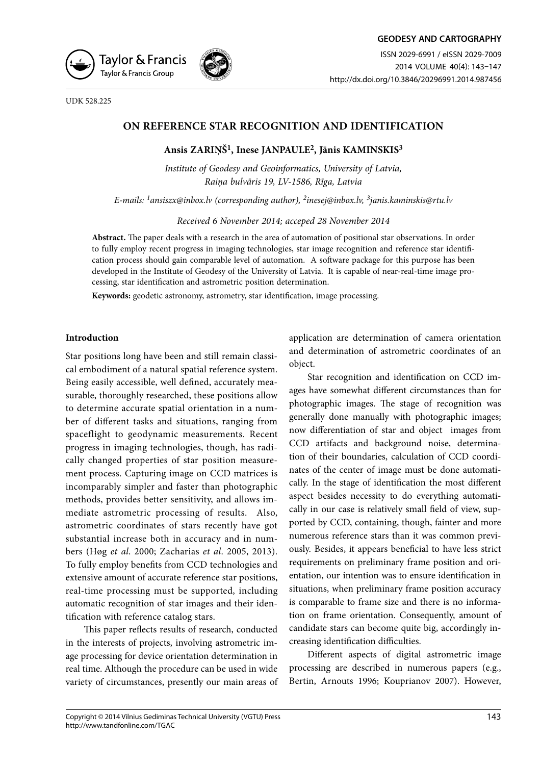UDK 528.225

# ON REFERENCE STAR RECOGNITION AND IDENTIFICATION

**Ansis ZARIŅŠ[1], Inese JANPAULE[2], Jānis KAMINSKIS[3]**

*Institute of Geodesy and Geoinformatics, University of Latvia, Raiņa bulvāris 19, LV-1586, Rīga, Latvia*

*E-mails: [1]ansiszx@inbox.lv (corresponding author), [2]inesej@inbox.lv, [3]janis.kaminskis@rtu.lv*

*Received 6 November 2014; acceped 28 November 2014*

**Abstract.** The paper deals with a research in the area of automation of positional star observations. In order to fully employ recent progress in imaging technologies, star image recognition and reference star identification process should gain comparable level of automation. A software package for this purpose has been developed in the Institute of Geodesy of the University of Latvia. It is capable of near-real-time image processing, star identification and astrometric position determination.

**Keywords:** geodetic astronomy, astrometry, star identification, image processing.

## Introduction

Star positions long have been and still remain classical embodiment of a natural spatial reference system. Being easily accessible, well defined, accurately measurable, thoroughly researched, these positions allow to determine accurate spatial orientation in a number of different tasks and situations, ranging from spaceflight to geodynamic measurements. Recent progress in imaging technologies, though, has radically changed properties of star position measurement process. Capturing image on CCD matrices is incomparably simpler and faster than photographic methods, provides better sensitivity, and allows immediate astrometric processing of results. Also, astrometric coordinates of stars recently have got substantial increase both in accuracy and in numbers (Høg *et al*. 2000; Zacharias *et al*. 2005, 2013). To fully employ benefits from CCD technologies and extensive amount of accurate reference star positions, real-time processing must be supported, including automatic recognition of star images and their identification with reference catalog stars.

This paper reflects results of research, conducted in the interests of projects, involving astrometric image processing for device orientation determination in real time. Although the procedure can be used in wide variety of circumstances, presently our main areas of application are determination of camera orientation and determination of astrometric coordinates of an object.

Star recognition and identification on CCD images have somewhat different circumstances than for photographic images. The stage of recognition was generally done manually with photographic images; now differentiation of star and object images from CCD artifacts and background noise, determination of their boundaries, calculation of CCD coordinates of the center of image must be done automatically. In the stage of identification the most different aspect besides necessity to do everything automatically in our case is relatively small field of view, supported by CCD, containing, though, fainter and more numerous reference stars than it was common previously. Besides, it appears beneficial to have less strict requirements on preliminary frame position and orientation, our intention was to ensure identification in situations, when preliminary frame position accuracy is comparable to frame size and there is no information on frame orientation. Consequently, amount of candidate stars can become quite big, accordingly increasing identification difficulties.

Different aspects of digital astrometric image processing are described in numerous papers (e.g., Bertin, Arnouts 1996; Kouprianov 2007). However,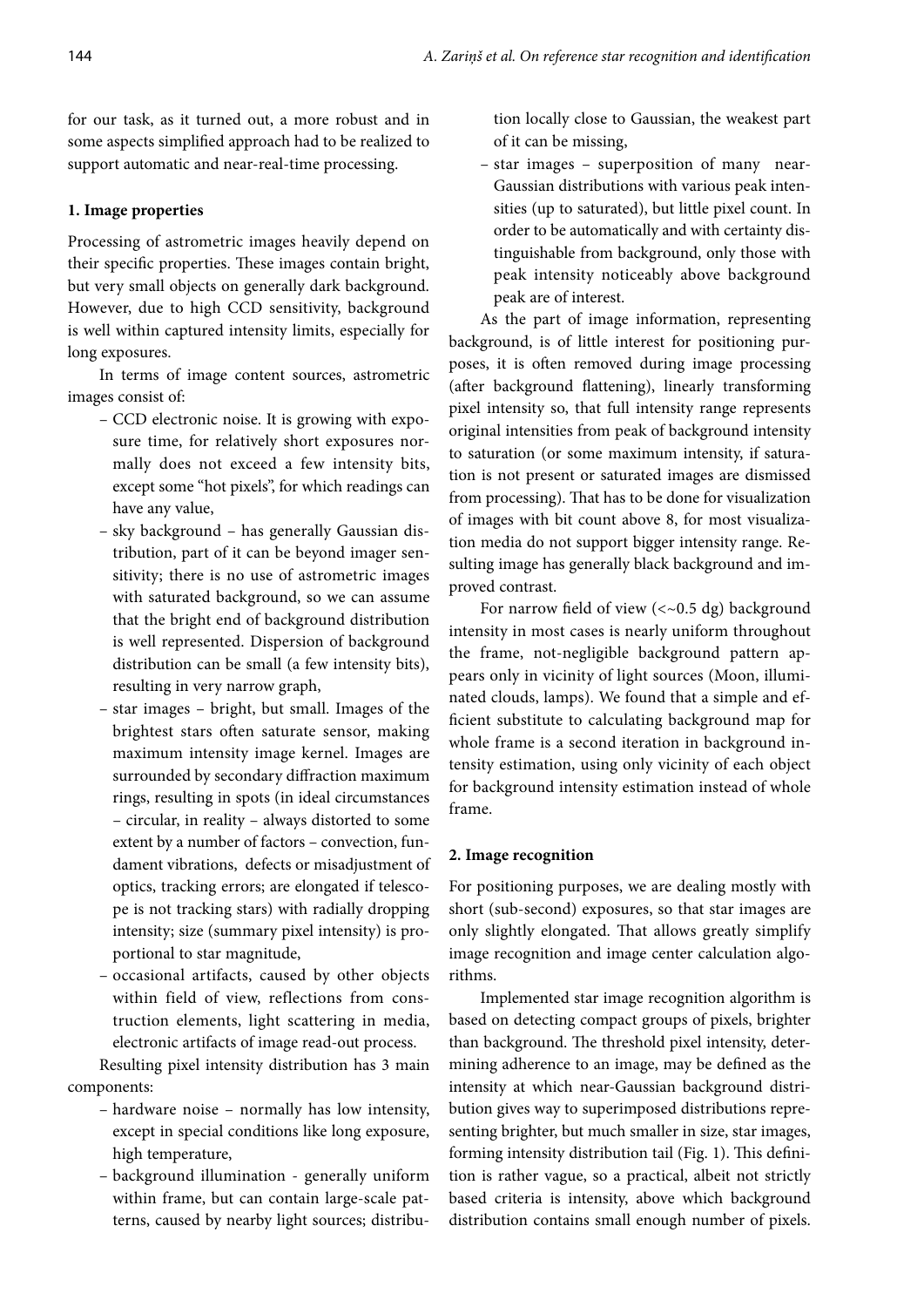for our task, as it turned out, a more robust and in some aspects simplified approach had to be realized to support automatic and near-real-time processing.

### 1. Image properties

Processing of astrometric images heavily depend on their specific properties. These images contain bright, but very small objects on generally dark background. However, due to high CCD sensitivity, background is well within captured intensity limits, especially for long exposures.

In terms of image content sources, astrometric images consist of:

- CCD electronic noise. It is growing with exposure time, for relatively short exposures normally does not exceed a few intensity bits, except some "hot pixels", for which readings can have any value,
- sky background – has generally Gaussian distribution, part of it can be beyond imager sensitivity; there is no use of astrometric images with saturated background, so we can assume that the bright end of background distribution is well represented. Dispersion of background distribution can be small (a few intensity bits), resulting in very narrow graph,
- star images – bright, but small. Images of the brightest stars often saturate sensor, making maximum intensity image kernel. Images are surrounded by secondary diffraction maximum rings, resulting in spots (in ideal circumstances – circular, in reality – always distorted to some extent by a number of factors – convection, fundament vibrations, defects or misadjustment of optics, tracking errors; are elongated if telescope is not tracking stars) with radially dropping intensity; size (summary pixel intensity) is proportional to star magnitude,
- occasional artifacts, caused by other objects within field of view, reflections from construction elements, light scattering in media, electronic artifacts of image read-out process.

Resulting pixel intensity distribution has 3 main components:

- hardware noise – normally has low intensity, except in special conditions like long exposure, high temperature,
- background illumination - generally uniform within frame, but can contain large-scale patterns, caused by nearby light sources; distribution locally close to Gaussian, the weakest part of it can be missing,
- star images – superposition of many near-Gaussian distributions with various peak intensities (up to saturated), but little pixel count. In order to be automatically and with certainty distinguishable from background, only those with peak intensity noticeably above background peak are of interest.

As the part of image information, representing background, is of little interest for positioning purposes, it is often removed during image processing (after background flattening), linearly transforming pixel intensity so, that full intensity range represents original intensities from peak of background intensity to saturation (or some maximum intensity, if saturation is not present or saturated images are dismissed from processing). That has to be done for visualization of images with bit count above 8, for most visualization media do not support bigger intensity range. Resulting image has generally black background and improved contrast.

For narrow field of view (<~0.5 dg) background intensity in most cases is nearly uniform throughout the frame, not-negligible background pattern appears only in vicinity of light sources (Moon, illuminated clouds, lamps). We found that a simple and efficient substitute to calculating background map for whole frame is a second iteration in background intensity estimation, using only vicinity of each object for background intensity estimation instead of whole frame.

### 2. Image recognition

For positioning purposes, we are dealing mostly with short (sub-second) exposures, so that star images are only slightly elongated. That allows greatly simplify image recognition and image center calculation algorithms.

Implemented star image recognition algorithm is based on detecting compact groups of pixels, brighter than background. The threshold pixel intensity, determining adherence to an image, may be defined as the intensity at which near-Gaussian background distribution gives way to superimposed distributions representing brighter, but much smaller in size, star images, forming intensity distribution tail (Fig. 1). This definition is rather vague, so a practical, albeit not strictly based criteria is intensity, above which background distribution contains small enough number of pixels.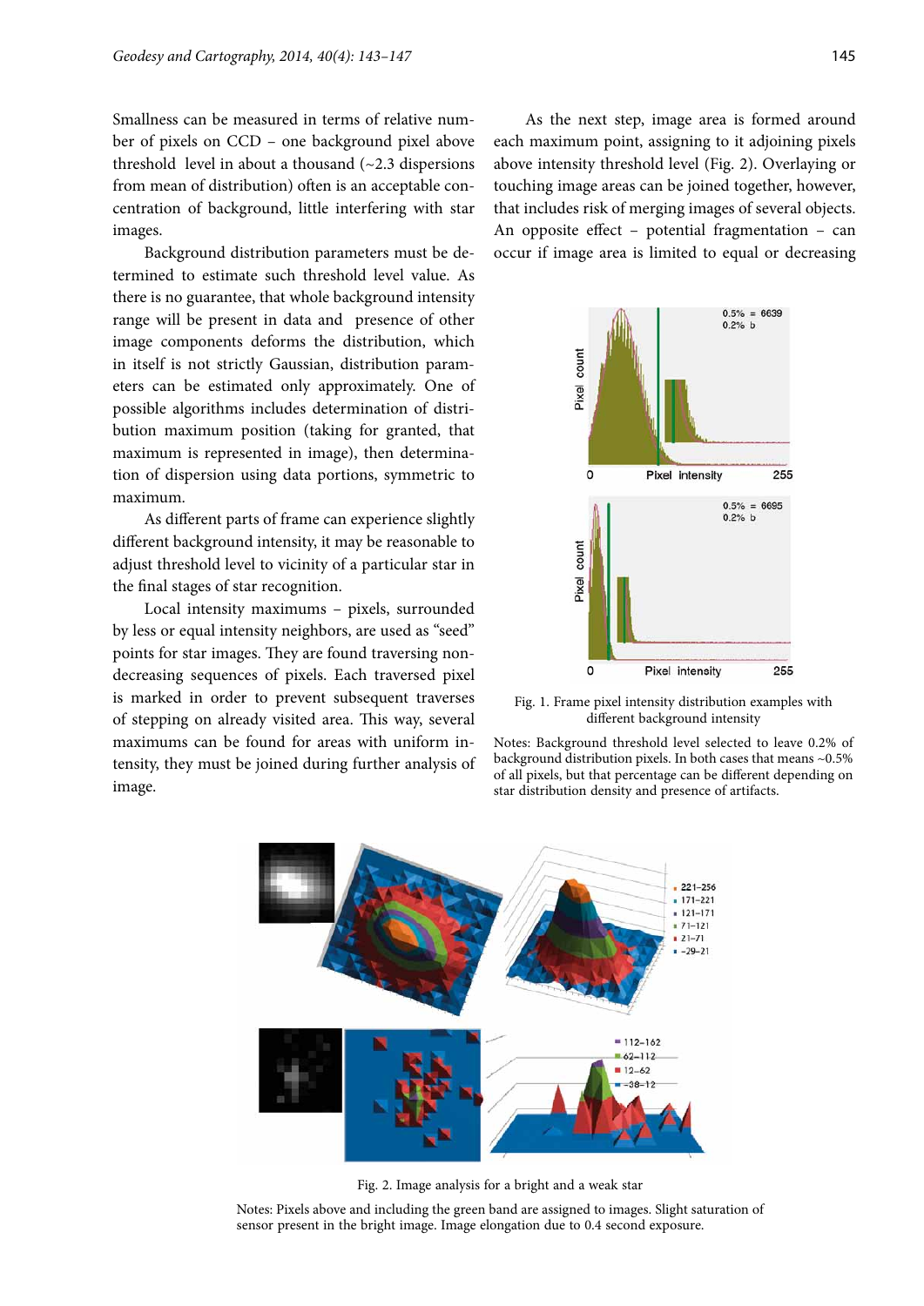Smallness can be measured in terms of relative number of pixels on CCD – one background pixel above threshold level in about a thousand (~2.3 dispersions from mean of distribution) often is an acceptable concentration of background, little interfering with star images.

Background distribution parameters must be determined to estimate such threshold level value. As there is no guarantee, that whole background intensity range will be present in data and presence of other image components deforms the distribution, which in itself is not strictly Gaussian, distribution parameters can be estimated only approximately. One of possible algorithms includes determination of distribution maximum position (taking for granted, that maximum is represented in image), then determination of dispersion using data portions, symmetric to maximum.

As different parts of frame can experience slightly different background intensity, it may be reasonable to adjust threshold level to vicinity of a particular star in the final stages of star recognition.

Local intensity maximums – pixels, surrounded by less or equal intensity neighbors, are used as "seed" points for star images. They are found traversing non-decreasing sequences of pixels. Each traversed pixel is marked in order to prevent subsequent traverses of stepping on already visited area. This way, several maximums can be found for areas with uniform intensity, they must be joined during further analysis of image.

As the next step, image area is formed around each maximum point, assigning to it adjoining pixels above intensity threshold level (Fig. 2). Overlaying or touching image areas can be joined together, however, that includes risk of merging images of several objects. An opposite effect – potential fragmentation – can occur if image area is limited to equal or decreasing

Fig. 1. Frame pixel intensity distribution examples with different background intensity

Notes: Background threshold level selected to leave 0.2% of background distribution pixels. In both cases that means ~0.5% of all pixels, but that percentage can be different depending on star distribution density and presence of artifacts.

Fig. 2. Image analysis for a bright and a weak star

Notes: Pixels above and including the green band are assigned to images. Slight saturation of sensor present in the bright image. Image elongation due to 0.4 second exposure.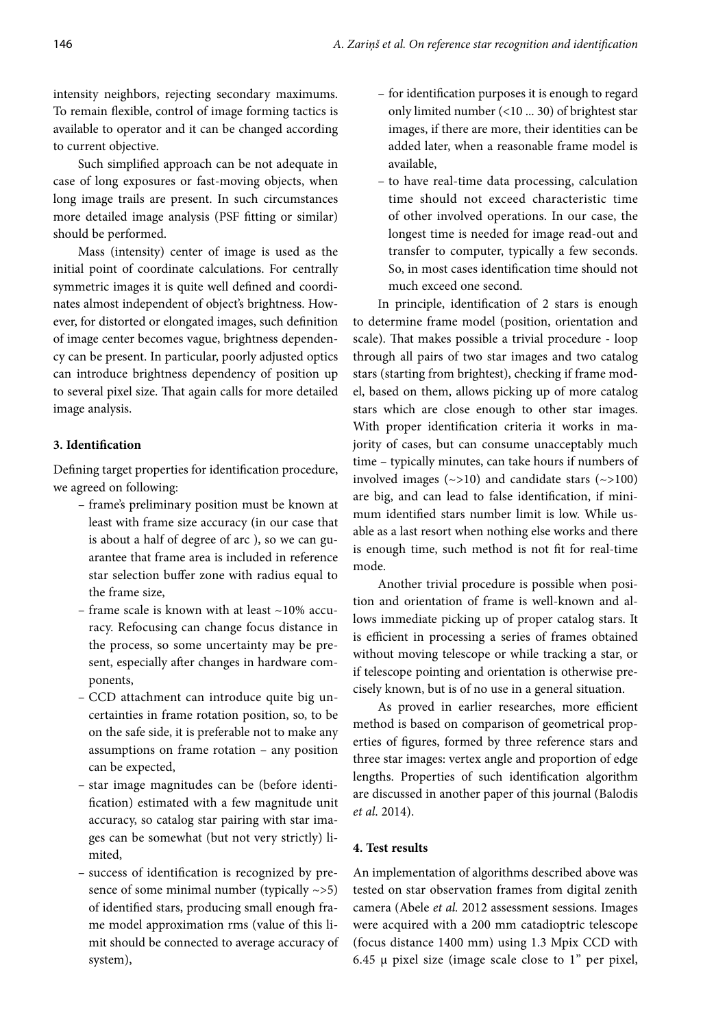intensity neighbors, rejecting secondary maximums. To remain flexible, control of image forming tactics is available to operator and it can be changed according to current objective.

Such simplified approach can be not adequate in case of long exposures or fast-moving objects, when long image trails are present. In such circumstances more detailed image analysis (PSF fitting or similar) should be performed.

Mass (intensity) center of image is used as the initial point of coordinate calculations. For centrally symmetric images it is quite well defined and coordinates almost independent of object's brightness. However, for distorted or elongated images, such definition of image center becomes vague, brightness dependency can be present. In particular, poorly adjusted optics can introduce brightness dependency of position up to several pixel size. That again calls for more detailed image analysis.

### 3. Identification

Defining target properties for identification procedure, we agreed on following:

- frame's preliminary position must be known at least with frame size accuracy (in our case that is about a half of degree of arc ), so we can guarantee that frame area is included in reference star selection buffer zone with radius equal to the frame size,
- frame scale is known with at least ~10% accuracy. Refocusing can change focus distance in the process, so some uncertainty may be present, especially after changes in hardware components,
- CCD attachment can introduce quite big uncertainties in frame rotation position, so, to be on the safe side, it is preferable not to make any assumptions on frame rotation – any position can be expected,
- star image magnitudes can be (before identification) estimated with a few magnitude unit accuracy, so catalog star pairing with star images can be somewhat (but not very strictly) limited,
- success of identification is recognized by presence of some minimal number (typically ~>5) of identified stars, producing small enough frame model approximation rms (value of this limit should be connected to average accuracy of system),
- for identification purposes it is enough to regard only limited number (<10 ... 30) of brightest star images, if there are more, their identities can be added later, when a reasonable frame model is available,
- to have real-time data processing, calculation time should not exceed characteristic time of other involved operations. In our case, the longest time is needed for image read-out and transfer to computer, typically a few seconds. So, in most cases identification time should not much exceed one second.

In principle, identification of 2 stars is enough to determine frame model (position, orientation and scale). That makes possible a trivial procedure - loop through all pairs of two star images and two catalog stars (starting from brightest), checking if frame model, based on them, allows picking up of more catalog stars which are close enough to other star images. With proper identification criteria it works in majority of cases, but can consume unacceptably much time – typically minutes, can take hours if numbers of involved images (~>10) and candidate stars (~>100) are big, and can lead to false identification, if minimum identified stars number limit is low. While usable as a last resort when nothing else works and there is enough time, such method is not fit for real-time mode.

Another trivial procedure is possible when position and orientation of frame is well-known and allows immediate picking up of proper catalog stars. It is efficient in processing a series of frames obtained without moving telescope or while tracking a star, or if telescope pointing and orientation is otherwise precisely known, but is of no use in a general situation.

As proved in earlier researches, more efficient method is based on comparison of geometrical properties of figures, formed by three reference stars and three star images: vertex angle and proportion of edge lengths. Properties of such identification algorithm are discussed in another paper of this journal (Balodis *et al*. 2014).

### 4. Test results

An implementation of algorithms described above was tested on star observation frames from digital zenith camera (Abele *et al.* 2012 assessment sessions. Images were acquired with a 200 mm catadioptric telescope (focus distance 1400 mm) using 1.3 Mpix CCD with 6.45 μ pixel size (image scale close to 1" per pixel,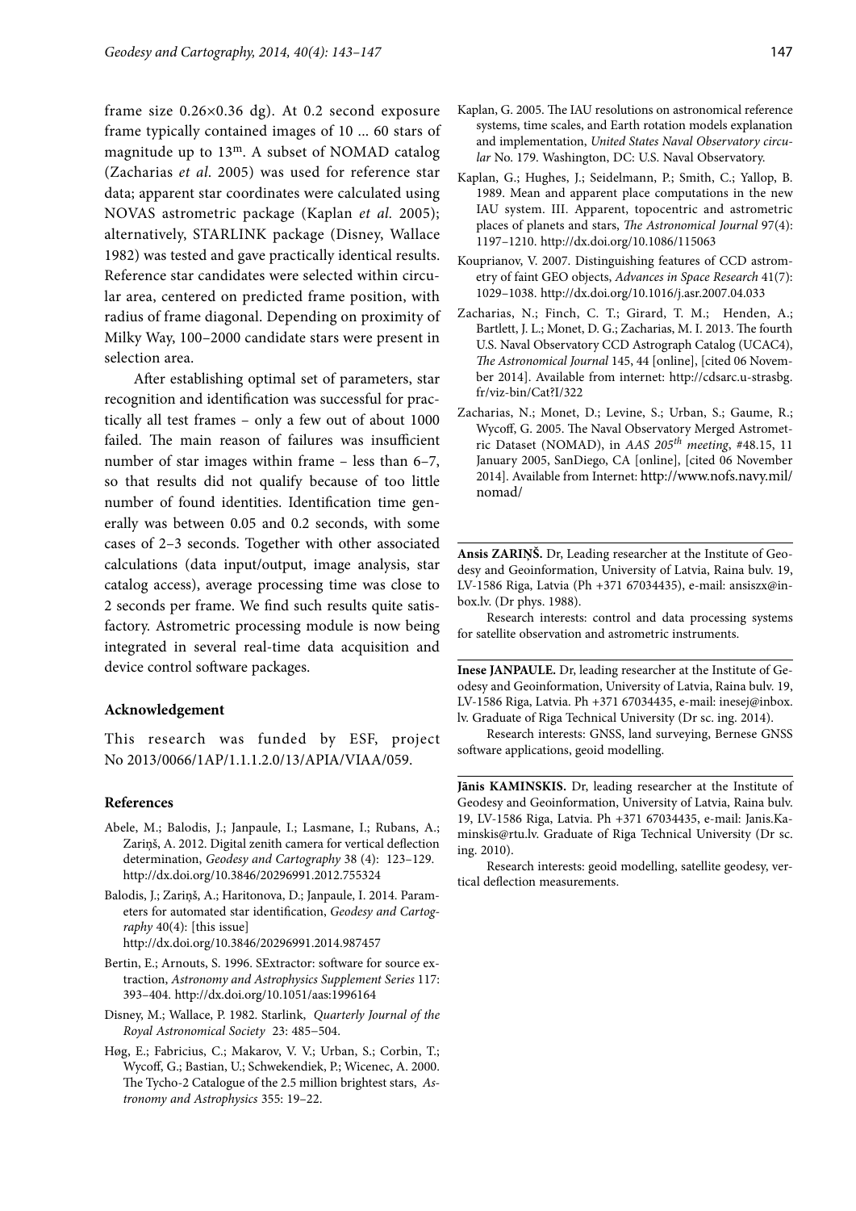frame size 0.26×0.36 dg). At 0.2 second exposure frame typically contained images of 10 ... 60 stars of magnitude up to $13^m$. A subset of NOMAD catalog (Zacharias *et al.* 2005) was used for reference star data; apparent star coordinates were calculated using NOVAS astrometric package (Kaplan *et al.* 2005); alternatively, STARLINK package (Disney, Wallace 1982) was tested and gave practically identical results. Reference star candidates were selected within circular area, centered on predicted frame position, with radius of frame diagonal. Depending on proximity of Milky Way, 100–2000 candidate stars were present in selection area.

After establishing optimal set of parameters, star recognition and identification was successful for practically all test frames – only a few out of about 1000 failed. The main reason of failures was insufficient number of star images within frame – less than 6–7, so that results did not qualify because of too little number of found identities. Identification time generally was between 0.05 and 0.2 seconds, with some cases of 2–3 seconds. Together with other associated calculations (data input/output, image analysis, star catalog access), average processing time was close to 2 seconds per frame. We find such results quite satisfactory. Astrometric processing module is now being integrated in several real-time data acquisition and device control software packages.

## Acknowledgement

This research was funded by ESF, project No 2013/0066/1AP/1.1.1.2.0/13/APIA/VIAA/059.

## References

Abele, M.; Balodis, J.; Janpaule, I.; Lasmane, I.; Rubans, A.; Zariņš, A. 2012. Digital zenith camera for vertical deflection determination, *Geodesy and Cartography* 38 (4): 123–129. http://dx.doi.org/10.3846/20296991.2012.755324

Balodis, J.; Zariņš, A.; Haritonova, D.; Janpaule, I. 2014. Parameters for automated star identification, *Geodesy and Cartography* 40(4): [this issue] http://dx.doi.org/10.3846/20296991.2014.987457

Bertin, E.; Arnouts, S. 1996. SExtractor: software for source extraction, *Astronomy and Astrophysics Supplement Series* 117: 393–404. http://dx.doi.org/10.1051/aas:1996164

Disney, M.; Wallace, P. 1982. Starlink, *Quarterly Journal of the Royal Astronomical Society* 23: 485–504.

Høg, E.; Fabricius, C.; Makarov, V. V.; Urban, S.; Corbin, T.; Wycoff, G.; Bastian, U.; Schwekendiek, P.; Wicenec, A. 2000. The Tycho-2 Catalogue of the 2.5 million brightest stars, *Astronomy and Astrophysics* 355: 19–22.

Kaplan, G. 2005. The IAU resolutions on astronomical reference systems, time scales, and Earth rotation models explanation and implementation, *United States Naval Observatory circular* No. 179. Washington, DC: U.S. Naval Observatory.

Kaplan, G.; Hughes, J.; Seidelmann, P.; Smith, C.; Yallop, B. 1989. Mean and apparent place computations in the new IAU system. III. Apparent, topocentric and astrometric places of planets and stars, *The Astronomical Journal* 97(4): 1197–1210. http://dx.doi.org/10.1086/115063

Kouprianov, V. 2007. Distinguishing features of CCD astrometry of faint GEO objects, *Advances in Space Research* 41(7): 1029–1038. http://dx.doi.org/10.1016/j.asr.2007.04.033

Zacharias, N.; Finch, C. T.; Girard, T. M.; Henden, A.; Bartlett, J. L.; Monet, D. G.; Zacharias, M. I. 2013. The fourth U.S. Naval Observatory CCD Astrograph Catalog (UCAC4), *The Astronomical Journal* 145, 44 [online], [cited 06 November 2014]. Available from internet: http://cdsarc.u-strasbg.fr/viz-bin/Cat?I/322

Zacharias, N.; Monet, D.; Levine, S.; Urban, S.; Gaume, R.; Wycoff, G. 2005. The Naval Observatory Merged Astrometric Dataset (NOMAD), in *AAS 205th meeting*, #48.15, 11 January 2005, SanDiego, CA [online], [cited 06 November 2014]. Available from Internet: http://www.nofs.navy.mil/nomad/

---

**Ansis ZARIŅŠ.** Dr, Leading researcher at the Institute of Geodesy and Geoinformation, University of Latvia, Raina bulv. 19, LV-1586 Riga, Latvia (Ph +371 67034435), e-mail: ansiszx@inbox.lv. (Dr phys. 1988).

Research interests: control and data processing systems for satellite observation and astrometric instruments.

---

**Inese JANPAULE.** Dr, leading researcher at the Institute of Geodesy and Geoinformation, University of Latvia, Raina bulv. 19, LV-1586 Riga, Latvia. Ph +371 67034435, e-mail: inesej@inbox.lv. Graduate of Riga Technical University (Dr sc. ing. 2014).

Research interests: GNSS, land surveying, Bernese GNSS software applications, geoid modelling.

---

**Jānis KAMINSKIS.** Dr, leading researcher at the Institute of Geodesy and Geoinformation, University of Latvia, Raina bulv. 19, LV-1586 Riga, Latvia. Ph +371 67034435, e-mail: Janis.Kaminskis@rtu.lv. Graduate of Riga Technical University (Dr sc. ing. 2010).

Research interests: geoid modelling, satellite geodesy, vertical deflection measurements.